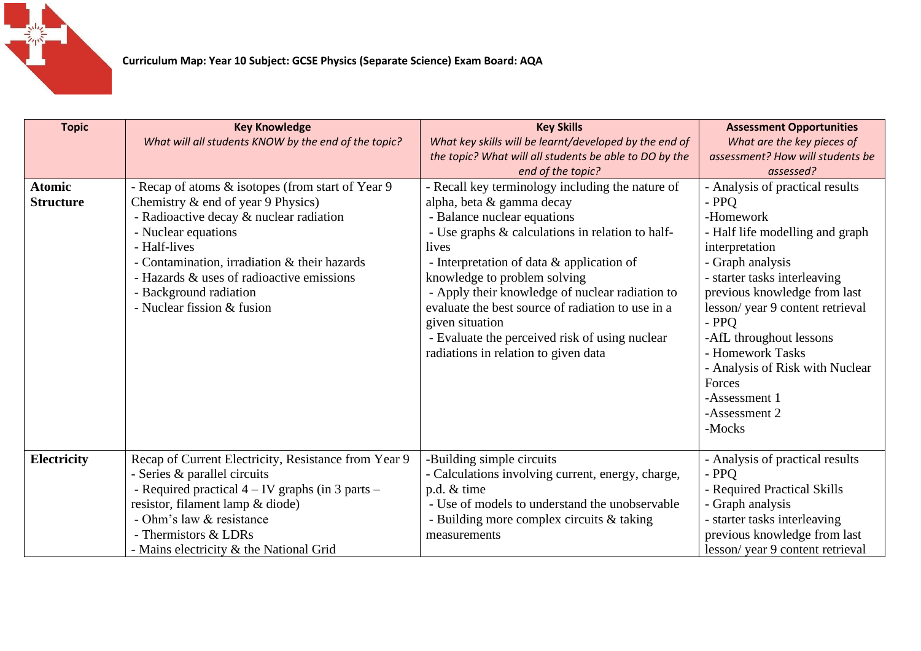**Curriculum Map: Year 10 Subject: GCSE Physics (Separate Science) Exam Board: AQA**

| Topic | Key Knowledge<br>*What will all students KNOW by the end of the topic?* | Key Skills<br>*What key skills will be learnt/developed by the end of the topic? What will all students be able to DO by the end of the topic?* | Assessment Opportunities<br>*What are the key pieces of assessment? How will students be assessed?* |
|---|---|---|---|
| **Atomic Structure** | - Recap of atoms & isotopes (from start of Year 9 Chemistry & end of year 9 Physics)<br>- Radioactive decay & nuclear radiation<br>- Nuclear equations<br>- Half-lives<br>- Contamination, irradiation & their hazards<br>- Hazards & uses of radioactive emissions<br>- Background radiation<br>- Nuclear fission & fusion | - Recall key terminology including the nature of alpha, beta & gamma decay<br>- Balance nuclear equations<br>- Use graphs & calculations in relation to half-lives<br>- Interpretation of data & application of knowledge to problem solving<br>- Apply their knowledge of nuclear radiation to evaluate the best source of radiation to use in a given situation<br>- Evaluate the perceived risk of using nuclear radiations in relation to given data | - Analysis of practical results<br>- PPQ<br>-Homework<br>- Half life modelling and graph interpretation<br>- Graph analysis<br>- starter tasks interleaving previous knowledge from last lesson/ year 9 content retrieval<br>- PPQ<br>-AfL throughout lessons<br>- Homework Tasks<br>- Analysis of Risk with Nuclear Forces<br>-Assessment 1<br>-Assessment 2<br>-Mocks |
| **Electricity** | Recap of Current Electricity, Resistance from Year 9<br>- Series & parallel circuits<br>- Required practical 4 – IV graphs (in 3 parts – resistor, filament lamp & diode)<br>- Ohm's law & resistance<br>- Thermistors & LDRs<br>- Mains electricity & the National Grid | -Building simple circuits<br>- Calculations involving current, energy, charge, p.d. & time<br>- Use of models to understand the unobservable<br>- Building more complex circuits & taking measurements | - Analysis of practical results<br>- PPQ<br>- Required Practical Skills<br>- Graph analysis<br>- starter tasks interleaving previous knowledge from last lesson/ year 9 content retrieval |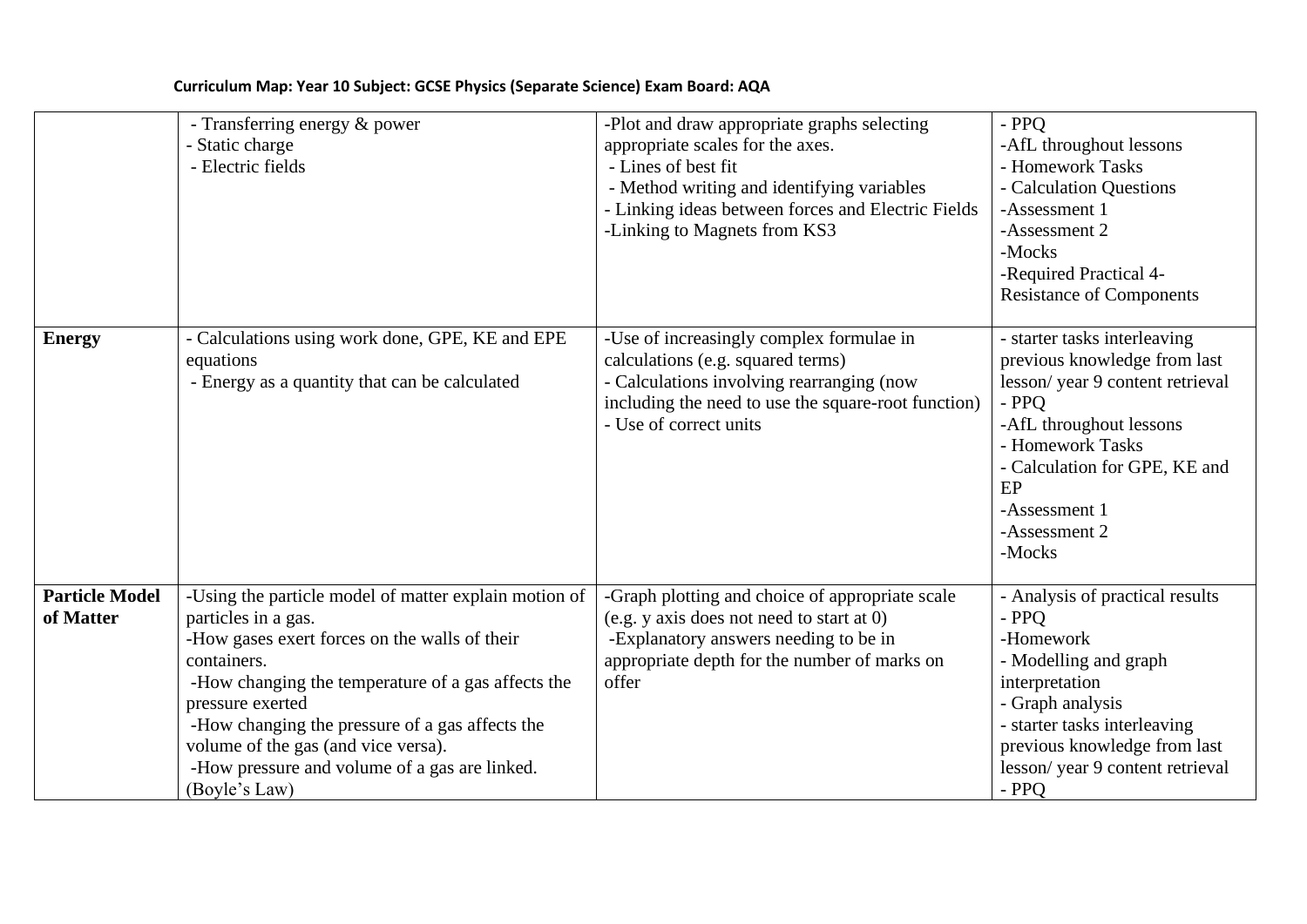**Curriculum Map: Year 10 Subject: GCSE Physics (Separate Science) Exam Board: AQA**

| | | | |
|---|---|---|---|
| | - Transferring energy & power<br>- Static charge<br>- Electric fields | -Plot and draw appropriate graphs selecting appropriate scales for the axes.<br>- Lines of best fit<br>- Method writing and identifying variables<br>- Linking ideas between forces and Electric Fields<br>-Linking to Magnets from KS3 | - PPQ<br>-AfL throughout lessons<br>- Homework Tasks<br>- Calculation Questions<br>-Assessment 1<br>-Assessment 2<br>-Mocks<br>-Required Practical 4- Resistance of Components |
| **Energy** | - Calculations using work done, GPE, KE and EPE equations<br>- Energy as a quantity that can be calculated | -Use of increasingly complex formulae in calculations (e.g. squared terms)<br>- Calculations involving rearranging (now including the need to use the square-root function)<br>- Use of correct units | - starter tasks interleaving previous knowledge from last lesson/ year 9 content retrieval<br>- PPQ<br>-AfL throughout lessons<br>- Homework Tasks<br>- Calculation for GPE, KE and EP<br>-Assessment 1<br>-Assessment 2<br>-Mocks |
| **Particle Model of Matter** | -Using the particle model of matter explain motion of particles in a gas.<br>-How gases exert forces on the walls of their containers.<br>-How changing the temperature of a gas affects the pressure exerted<br>-How changing the pressure of a gas affects the volume of the gas (and vice versa).<br>-How pressure and volume of a gas are linked. (Boyle's Law) | -Graph plotting and choice of appropriate scale (e.g. y axis does not need to start at 0)<br>-Explanatory answers needing to be in appropriate depth for the number of marks on offer | - Analysis of practical results<br>- PPQ<br>-Homework<br>- Modelling and graph interpretation<br>- Graph analysis<br>- starter tasks interleaving previous knowledge from last lesson/ year 9 content retrieval<br>- PPQ |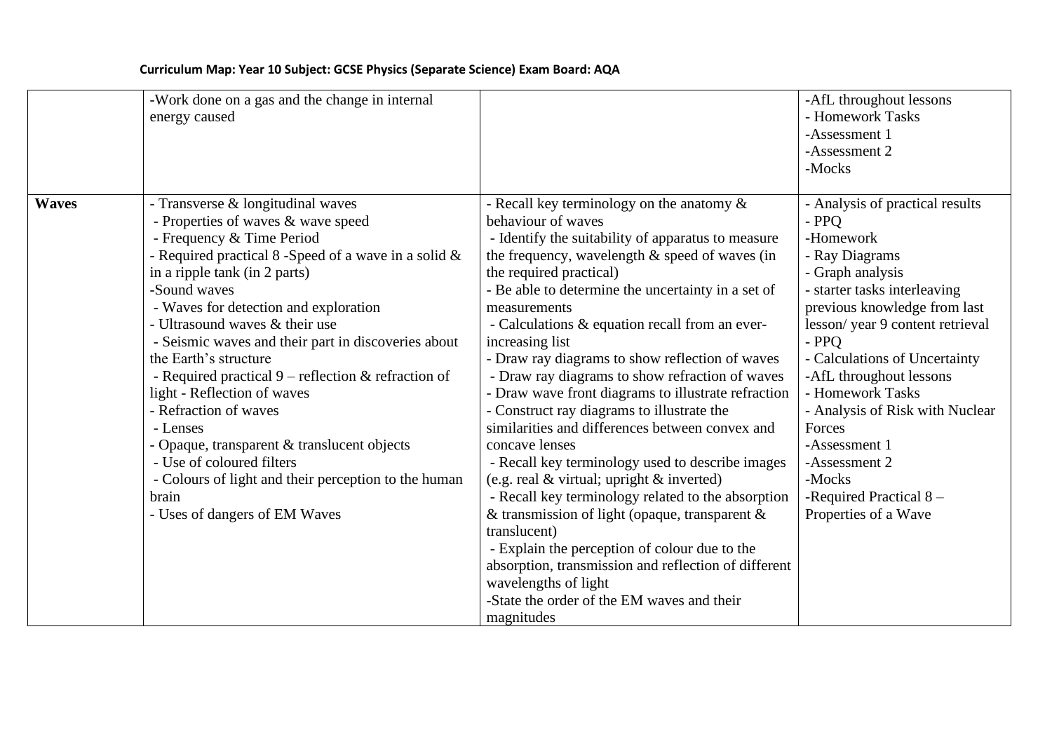**Curriculum Map: Year 10 Subject: GCSE Physics (Separate Science) Exam Board: AQA**

| | | | |
|---|---|---|---|
| | -Work done on a gas and the change in internal energy caused | | -AfL throughout lessons<br>- Homework Tasks<br>-Assessment 1<br>-Assessment 2<br>-Mocks |
| **Waves** | - Transverse & longitudinal waves<br>- Properties of waves & wave speed<br>- Frequency & Time Period<br>- Required practical 8 -Speed of a wave in a solid & in a ripple tank (in 2 parts)<br>-Sound waves<br>- Waves for detection and exploration<br>- Ultrasound waves & their use<br>- Seismic waves and their part in discoveries about the Earth's structure<br>- Required practical 9 – reflection & refraction of light - Reflection of waves<br>- Refraction of waves<br>- Lenses<br>- Opaque, transparent & translucent objects<br>- Use of coloured filters<br>- Colours of light and their perception to the human brain<br>- Uses of dangers of EM Waves | - Recall key terminology on the anatomy & behaviour of waves<br>- Identify the suitability of apparatus to measure the frequency, wavelength & speed of waves (in the required practical)<br>- Be able to determine the uncertainty in a set of measurements<br>- Calculations & equation recall from an ever-increasing list<br>- Draw ray diagrams to show reflection of waves<br>- Draw ray diagrams to show refraction of waves<br>- Draw wave front diagrams to illustrate refraction<br>- Construct ray diagrams to illustrate the similarities and differences between convex and concave lenses<br>- Recall key terminology used to describe images (e.g. real & virtual; upright & inverted)<br>- Recall key terminology related to the absorption & transmission of light (opaque, transparent & translucent)<br>- Explain the perception of colour due to the absorption, transmission and reflection of different wavelengths of light<br>-State the order of the EM waves and their magnitudes | - Analysis of practical results<br>- PPQ<br>-Homework<br>- Ray Diagrams<br>- Graph analysis<br>- starter tasks interleaving previous knowledge from last lesson/ year 9 content retrieval<br>- PPQ<br>- Calculations of Uncertainty<br>-AfL throughout lessons<br>- Homework Tasks<br>- Analysis of Risk with Nuclear Forces<br>-Assessment 1<br>-Assessment 2<br>-Mocks<br>-Required Practical 8 – Properties of a Wave |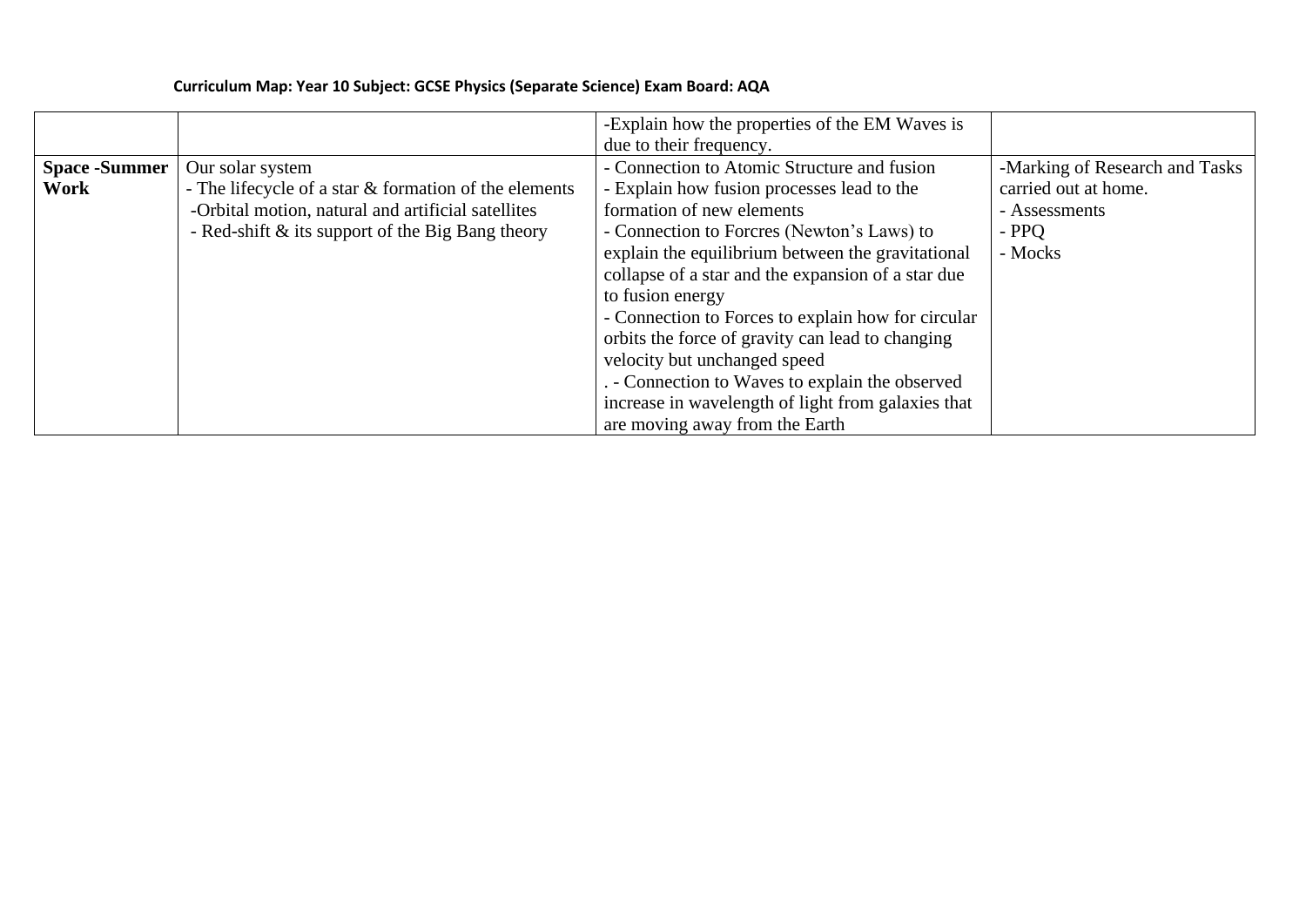**Curriculum Map: Year 10 Subject: GCSE Physics (Separate Science) Exam Board: AQA**

| | | | |
|---|---|---|---|
| | | -Explain how the properties of the EM Waves is due to their frequency. | |
| **Space -Summer Work** | Our solar system<br>- The lifecycle of a star & formation of the elements<br>-Orbital motion, natural and artificial satellites<br>- Red-shift & its support of the Big Bang theory | - Connection to Atomic Structure and fusion<br>- Explain how fusion processes lead to the formation of new elements<br>- Connection to Forcres (Newton's Laws) to explain the equilibrium between the gravitational collapse of a star and the expansion of a star due to fusion energy<br>- Connection to Forces to explain how for circular orbits the force of gravity can lead to changing velocity but unchanged speed<br>. - Connection to Waves to explain the observed increase in wavelength of light from galaxies that are moving away from the Earth | -Marking of Research and Tasks carried out at home.<br>- Assessments<br>- PPQ<br>- Mocks |